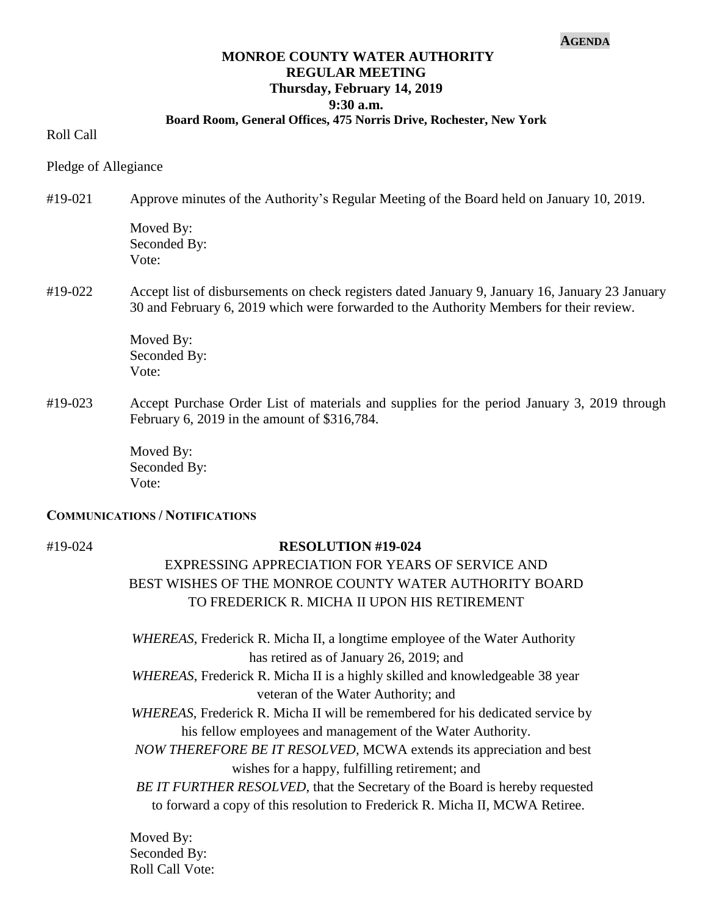**AGENDA**

# MONROE COUNTY WATER AUTHORITY
## REGULAR MEETING
### Thursday, February 14, 2019
### 9:30 a.m.
**Board Room, General Offices, 475 Norris Drive, Rochester, New York**

Roll Call

Pledge of Allegiance

#19-021 Approve minutes of the Authority's Regular Meeting of the Board held on January 10, 2019.

Moved By:
Seconded By:
Vote:

#19-022 Accept list of disbursements on check registers dated January 9, January 16, January 23 January 30 and February 6, 2019 which were forwarded to the Authority Members for their review.

Moved By:
Seconded By:
Vote:

#19-023 Accept Purchase Order List of materials and supplies for the period January 3, 2019 through February 6, 2019 in the amount of $316,784.

Moved By:
Seconded By:
Vote:

**COMMUNICATIONS / NOTIFICATIONS**

#19-024

**RESOLUTION #19-024**

EXPRESSING APPRECIATION FOR YEARS OF SERVICE AND BEST WISHES OF THE MONROE COUNTY WATER AUTHORITY BOARD TO FREDERICK R. MICHA II UPON HIS RETIREMENT

*WHEREAS*, Frederick R. Micha II, a longtime employee of the Water Authority has retired as of January 26, 2019; and

*WHEREAS*, Frederick R. Micha II is a highly skilled and knowledgeable 38 year veteran of the Water Authority; and

*WHEREAS*, Frederick R. Micha II will be remembered for his dedicated service by his fellow employees and management of the Water Authority.

*NOW THEREFORE BE IT RESOLVED*, MCWA extends its appreciation and best wishes for a happy, fulfilling retirement; and

*BE IT FURTHER RESOLVED*, that the Secretary of the Board is hereby requested to forward a copy of this resolution to Frederick R. Micha II, MCWA Retiree.

Moved By:
Seconded By:
Roll Call Vote: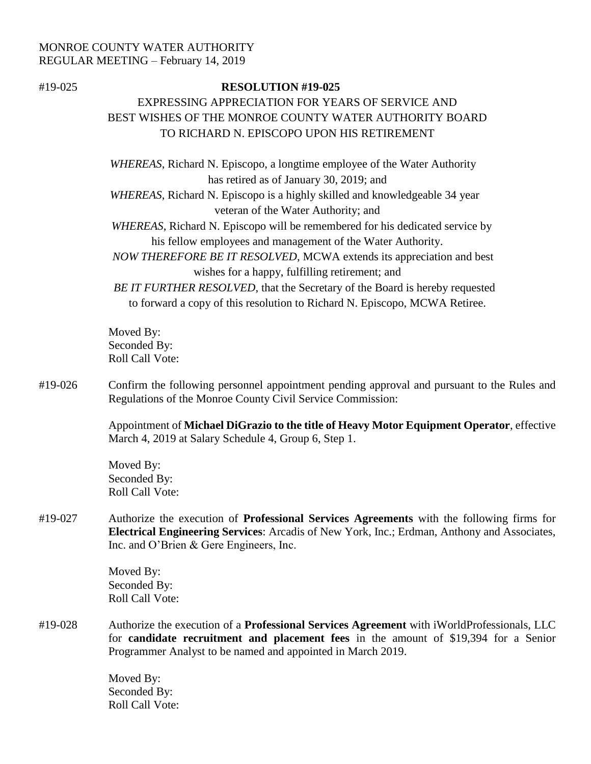MONROE COUNTY WATER AUTHORITY
REGULAR MEETING – February 14, 2019

#19-025

**RESOLUTION #19-025**

EXPRESSING APPRECIATION FOR YEARS OF SERVICE AND BEST WISHES OF THE MONROE COUNTY WATER AUTHORITY BOARD TO RICHARD N. EPISCOPO UPON HIS RETIREMENT

*WHEREAS*, Richard N. Episcopo, a longtime employee of the Water Authority has retired as of January 30, 2019; and

*WHEREAS*, Richard N. Episcopo is a highly skilled and knowledgeable 34 year veteran of the Water Authority; and

*WHEREAS*, Richard N. Episcopo will be remembered for his dedicated service by his fellow employees and management of the Water Authority.

*NOW THEREFORE BE IT RESOLVED*, MCWA extends its appreciation and best wishes for a happy, fulfilling retirement; and

*BE IT FURTHER RESOLVED*, that the Secretary of the Board is hereby requested to forward a copy of this resolution to Richard N. Episcopo, MCWA Retiree.

Moved By:
Seconded By:
Roll Call Vote:

#19-026 Confirm the following personnel appointment pending approval and pursuant to the Rules and Regulations of the Monroe County Civil Service Commission:

Appointment of **Michael DiGrazio to the title of Heavy Motor Equipment Operator**, effective March 4, 2019 at Salary Schedule 4, Group 6, Step 1.

Moved By:
Seconded By:
Roll Call Vote:

#19-027 Authorize the execution of **Professional Services Agreements** with the following firms for **Electrical Engineering Services**: Arcadis of New York, Inc.; Erdman, Anthony and Associates, Inc. and O'Brien & Gere Engineers, Inc.

Moved By:
Seconded By:
Roll Call Vote:

#19-028 Authorize the execution of a **Professional Services Agreement** with iWorldProfessionals, LLC for **candidate recruitment and placement fees** in the amount of $19,394 for a Senior Programmer Analyst to be named and appointed in March 2019.

Moved By:
Seconded By:
Roll Call Vote: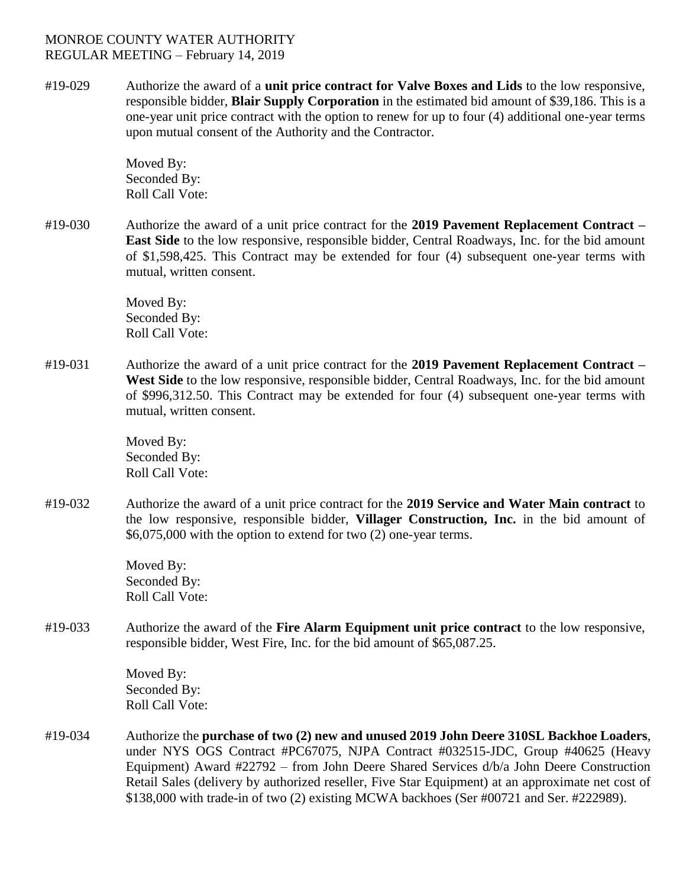MONROE COUNTY WATER AUTHORITY
REGULAR MEETING – February 14, 2019

#19-029 Authorize the award of a **unit price contract for Valve Boxes and Lids** to the low responsive, responsible bidder, **Blair Supply Corporation** in the estimated bid amount of $39,186. This is a one-year unit price contract with the option to renew for up to four (4) additional one-year terms upon mutual consent of the Authority and the Contractor.

Moved By:
Seconded By:
Roll Call Vote:

#19-030 Authorize the award of a unit price contract for the **2019 Pavement Replacement Contract – East Side** to the low responsive, responsible bidder, Central Roadways, Inc. for the bid amount of $1,598,425. This Contract may be extended for four (4) subsequent one-year terms with mutual, written consent.

Moved By:
Seconded By:
Roll Call Vote:

#19-031 Authorize the award of a unit price contract for the **2019 Pavement Replacement Contract – West Side** to the low responsive, responsible bidder, Central Roadways, Inc. for the bid amount of $996,312.50. This Contract may be extended for four (4) subsequent one-year terms with mutual, written consent.

Moved By:
Seconded By:
Roll Call Vote:

#19-032 Authorize the award of a unit price contract for the **2019 Service and Water Main contract** to the low responsive, responsible bidder, **Villager Construction, Inc.** in the bid amount of $6,075,000 with the option to extend for two (2) one-year terms.

Moved By:
Seconded By:
Roll Call Vote:

#19-033 Authorize the award of the **Fire Alarm Equipment unit price contract** to the low responsive, responsible bidder, West Fire, Inc. for the bid amount of $65,087.25.

Moved By:
Seconded By:
Roll Call Vote:

#19-034 Authorize the **purchase of two (2) new and unused 2019 John Deere 310SL Backhoe Loaders**, under NYS OGS Contract #PC67075, NJPA Contract #032515-JDC, Group #40625 (Heavy Equipment) Award #22792 – from John Deere Shared Services d/b/a John Deere Construction Retail Sales (delivery by authorized reseller, Five Star Equipment) at an approximate net cost of $138,000 with trade-in of two (2) existing MCWA backhoes (Ser #00721 and Ser. #222989).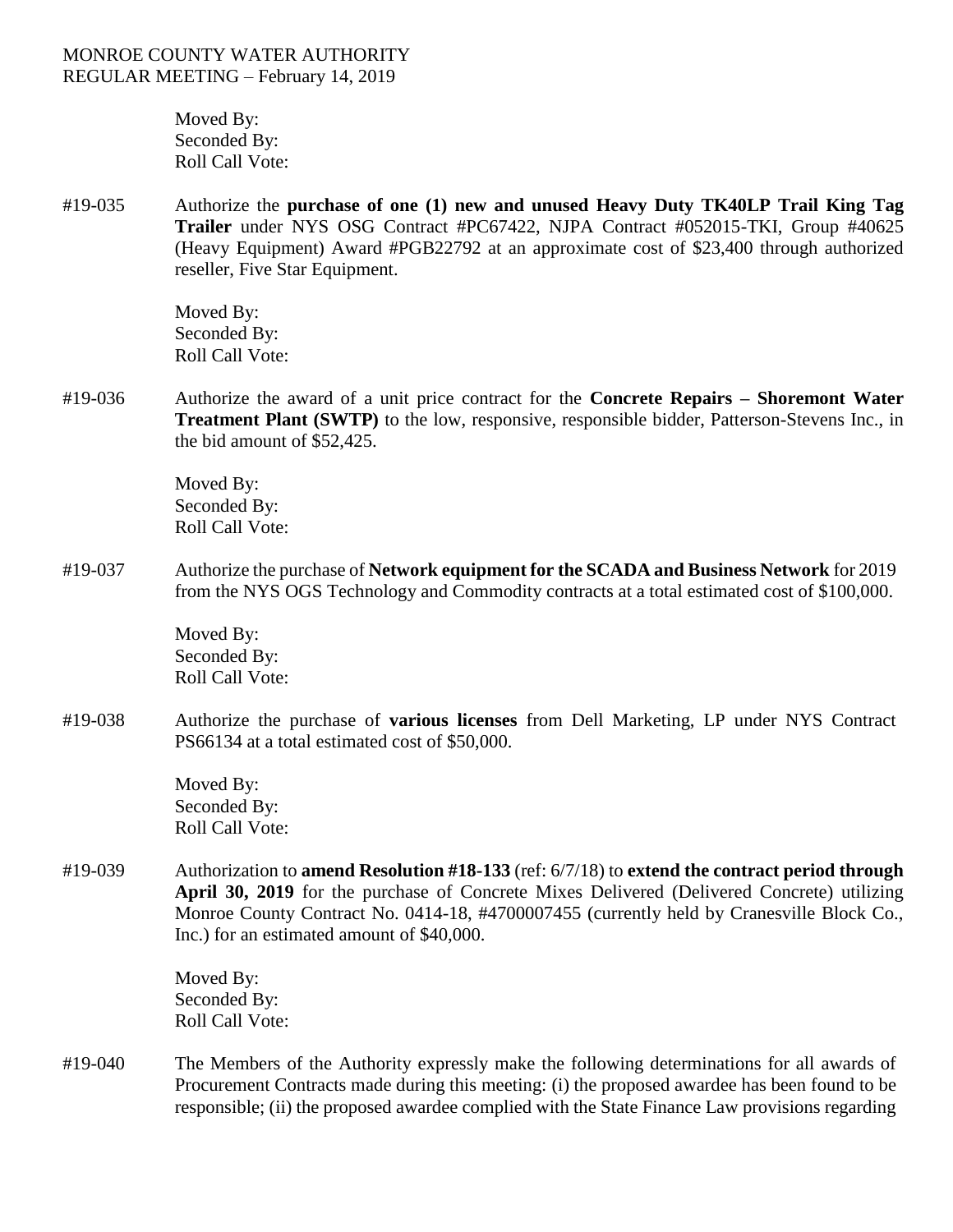Moved By:
Seconded By:
Roll Call Vote:

#19-035 Authorize the **purchase of one (1) new and unused Heavy Duty TK40LP Trail King Tag Trailer** under NYS OSG Contract #PC67422, NJPA Contract #052015-TKI, Group #40625 (Heavy Equipment) Award #PGB22792 at an approximate cost of $23,400 through authorized reseller, Five Star Equipment.

Moved By:
Seconded By:
Roll Call Vote:

#19-036 Authorize the award of a unit price contract for the **Concrete Repairs – Shoremont Water Treatment Plant (SWTP)** to the low, responsive, responsible bidder, Patterson-Stevens Inc., in the bid amount of $52,425.

Moved By:
Seconded By:
Roll Call Vote:

#19-037 Authorize the purchase of **Network equipment for the SCADA and Business Network** for 2019 from the NYS OGS Technology and Commodity contracts at a total estimated cost of $100,000.

Moved By:
Seconded By:
Roll Call Vote:

#19-038 Authorize the purchase of **various licenses** from Dell Marketing, LP under NYS Contract PS66134 at a total estimated cost of $50,000.

Moved By:
Seconded By:
Roll Call Vote:

#19-039 Authorization to **amend Resolution #18-133** (ref: 6/7/18) to **extend the contract period through April 30, 2019** for the purchase of Concrete Mixes Delivered (Delivered Concrete) utilizing Monroe County Contract No. 0414-18, #4700007455 (currently held by Cranesville Block Co., Inc.) for an estimated amount of $40,000.

Moved By:
Seconded By:
Roll Call Vote:

#19-040 The Members of the Authority expressly make the following determinations for all awards of Procurement Contracts made during this meeting: (i) the proposed awardee has been found to be responsible; (ii) the proposed awardee complied with the State Finance Law provisions regarding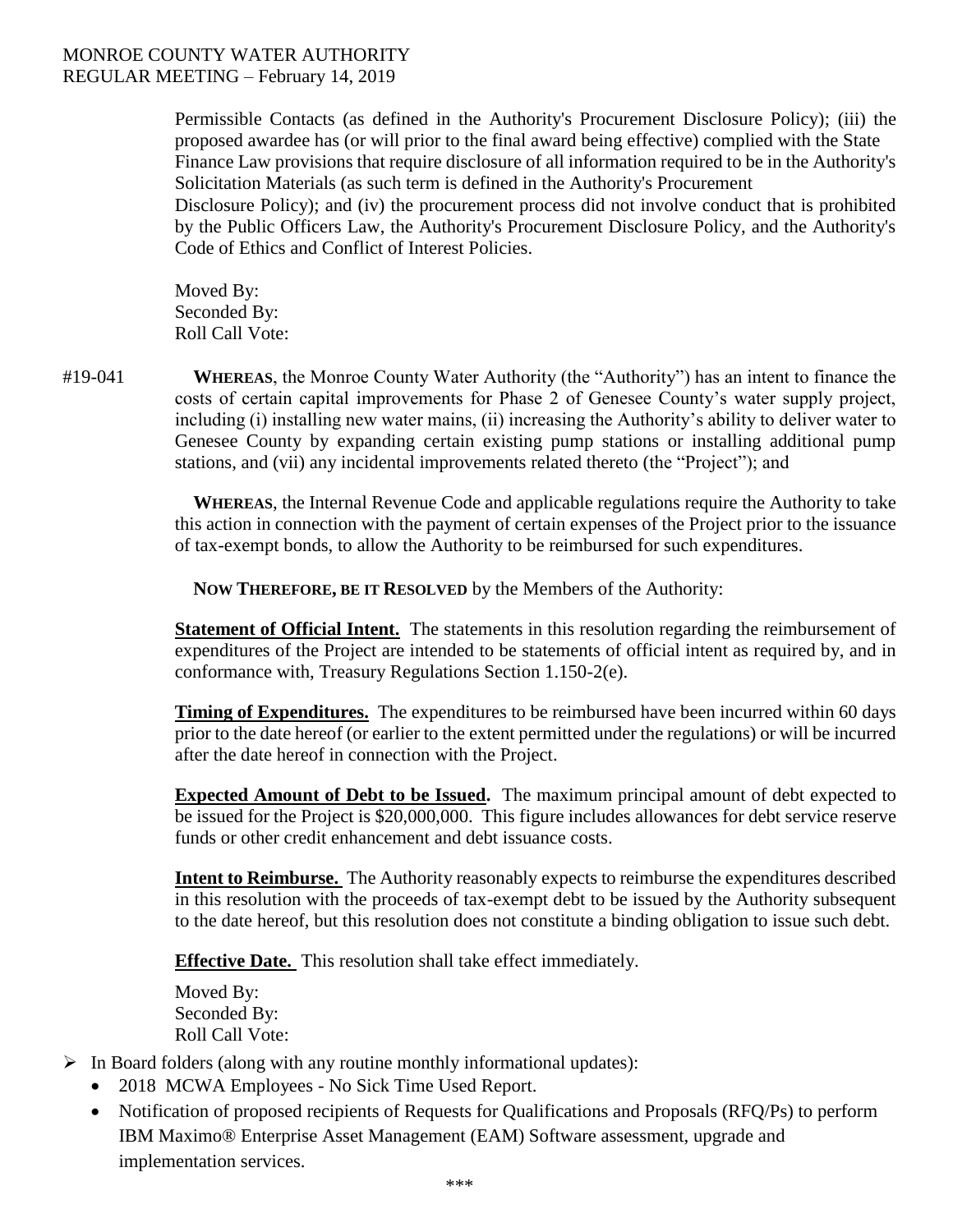Permissible Contacts (as defined in the Authority's Procurement Disclosure Policy); (iii) the proposed awardee has (or will prior to the final award being effective) complied with the State Finance Law provisions that require disclosure of all information required to be in the Authority's Solicitation Materials (as such term is defined in the Authority's Procurement Disclosure Policy); and (iv) the procurement process did not involve conduct that is prohibited by the Public Officers Law, the Authority's Procurement Disclosure Policy, and the Authority's Code of Ethics and Conflict of Interest Policies.

Moved By:
Seconded By:
Roll Call Vote:

#19-041 **WHEREAS**, the Monroe County Water Authority (the "Authority") has an intent to finance the costs of certain capital improvements for Phase 2 of Genesee County's water supply project, including (i) installing new water mains, (ii) increasing the Authority's ability to deliver water to Genesee County by expanding certain existing pump stations or installing additional pump stations, and (vii) any incidental improvements related thereto (the "Project"); and

**WHEREAS**, the Internal Revenue Code and applicable regulations require the Authority to take this action in connection with the payment of certain expenses of the Project prior to the issuance of tax-exempt bonds, to allow the Authority to be reimbursed for such expenditures.

**NOW THEREFORE, BE IT RESOLVED** by the Members of the Authority:

**Statement of Official Intent.** The statements in this resolution regarding the reimbursement of expenditures of the Project are intended to be statements of official intent as required by, and in conformance with, Treasury Regulations Section 1.150-2(e).

**Timing of Expenditures.** The expenditures to be reimbursed have been incurred within 60 days prior to the date hereof (or earlier to the extent permitted under the regulations) or will be incurred after the date hereof in connection with the Project.

**Expected Amount of Debt to be Issued.** The maximum principal amount of debt expected to be issued for the Project is $20,000,000. This figure includes allowances for debt service reserve funds or other credit enhancement and debt issuance costs.

**Intent to Reimburse.** The Authority reasonably expects to reimburse the expenditures described in this resolution with the proceeds of tax-exempt debt to be issued by the Authority subsequent to the date hereof, but this resolution does not constitute a binding obligation to issue such debt.

**Effective Date.** This resolution shall take effect immediately.

Moved By:
Seconded By:
Roll Call Vote:

- In Board folders (along with any routine monthly informational updates):
  - 2018 MCWA Employees - No Sick Time Used Report.
  - Notification of proposed recipients of Requests for Qualifications and Proposals (RFQ/Ps) to perform IBM Maximo® Enterprise Asset Management (EAM) Software assessment, upgrade and implementation services.

\*\*\*